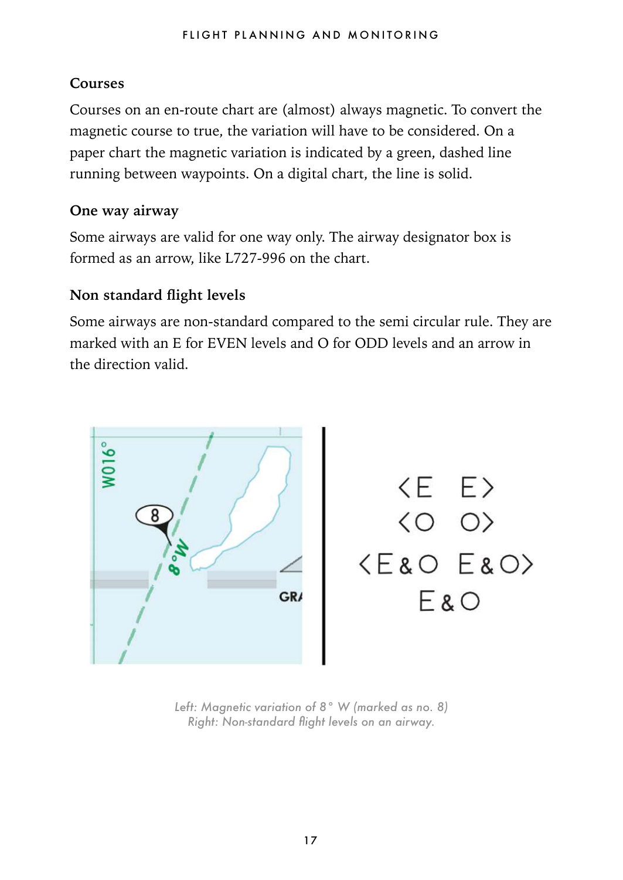### Courses

Courses on an en-route chart are (almost) always magnetic. To convert the magnetic course to true, the variation will have to be considered. On a paper chart the magnetic variation is indicated by a green, dashed line running between waypoints. On a digital chart, the line is solid.

### One way airway

Some airways are valid for one way only. The airway designator box is formed as an arrow, like L727-996 on the chart.

### Non standard flight levels

Some airways are non-standard compared to the semi circular rule. They are marked with an E for EVEN levels and O for ODD levels and an arrow in the direction valid.

*Left: Magnetic variation of 8° W (marked as no. 8)*
*Right: Non-standard flight levels on an airway.*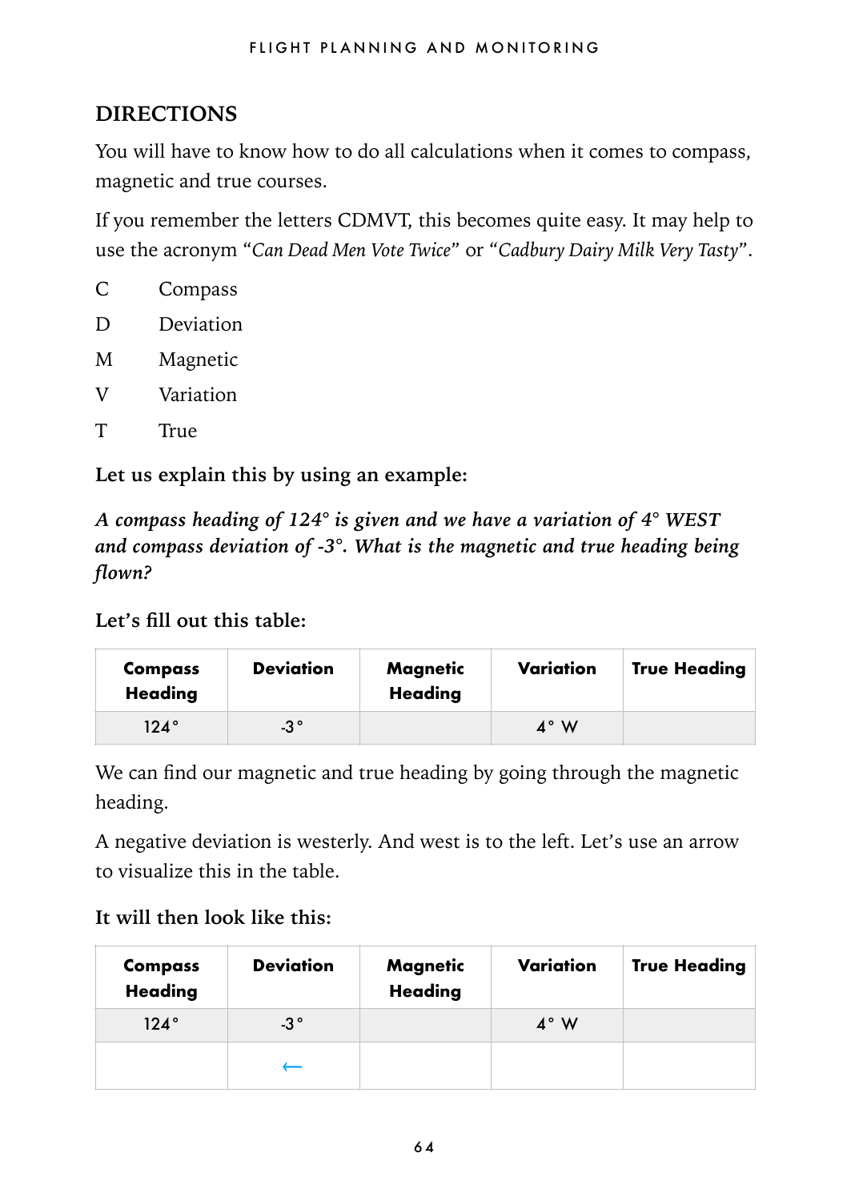## DIRECTIONS

You will have to know how to do all calculations when it comes to compass, magnetic and true courses.

If you remember the letters CDMVT, this becomes quite easy. It may help to use the acronym "*Can Dead Men Vote Twice*" or "*Cadbury Dairy Milk Very Tasty*".

C Compass

D Deviation

M Magnetic

V Variation

T True

**Let us explain this by using an example:**

***A compass heading of 124° is given and we have a variation of 4° WEST and compass deviation of -3°. What is the magnetic and true heading being flown?***

**Let's fill out this table:**

| Compass Heading | Deviation | Magnetic Heading | Variation | True Heading |
|---|---|---|---|---|
| 124° | -3° | | 4° W | |

We can find our magnetic and true heading by going through the magnetic heading.

A negative deviation is westerly. And west is to the left. Let's use an arrow to visualize this in the table.

**It will then look like this:**

| Compass Heading | Deviation | Magnetic Heading | Variation | True Heading |
|---|---|---|---|---|
| 124° | -3° | | 4° W | |
| | ← | | | |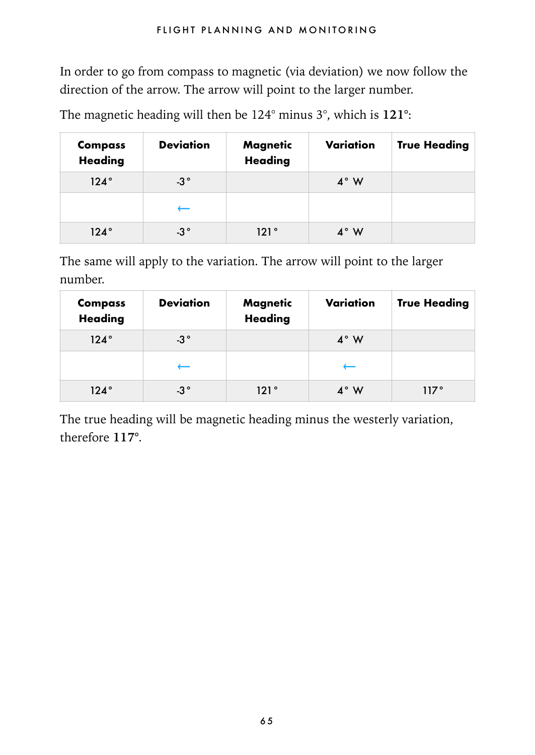In order to go from compass to magnetic (via deviation) we now follow the direction of the arrow. The arrow will point to the larger number.

The magnetic heading will then be 124° minus 3°, which is **121°**:

| Compass Heading | Deviation | Magnetic Heading | Variation | True Heading |
|---|---|---|---|---|
| 124° | -3° | | 4° W | |
| | ← | | | |
| 124° | -3° | 121° | 4° W | |

The same will apply to the variation. The arrow will point to the larger number.

| Compass Heading | Deviation | Magnetic Heading | Variation | True Heading |
|---|---|---|---|---|
| 124° | -3° | | 4° W | |
| | ← | | ← | |
| 124° | -3° | 121° | 4° W | 117° |

The true heading will be magnetic heading minus the westerly variation, therefore **117°**.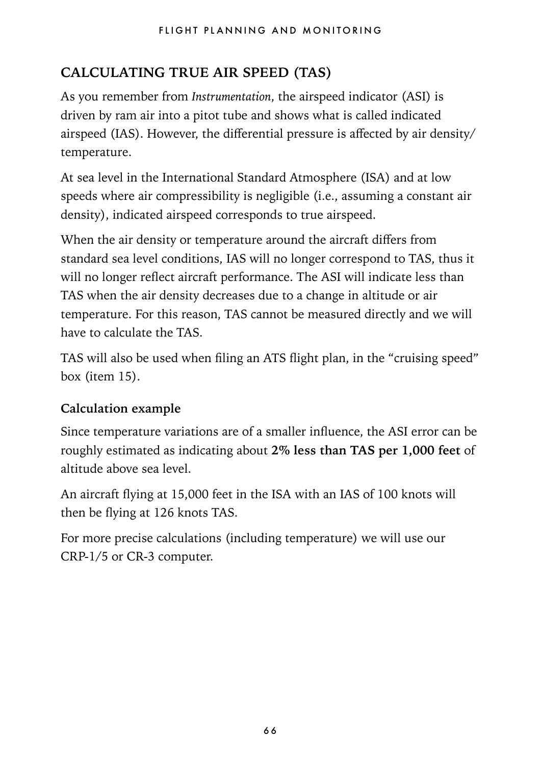## CALCULATING TRUE AIR SPEED (TAS)

As you remember from *Instrumentation*, the airspeed indicator (ASI) is driven by ram air into a pitot tube and shows what is called indicated airspeed (IAS). However, the differential pressure is affected by air density/temperature.

At sea level in the International Standard Atmosphere (ISA) and at low speeds where air compressibility is negligible (i.e., assuming a constant air density), indicated airspeed corresponds to true airspeed.

When the air density or temperature around the aircraft differs from standard sea level conditions, IAS will no longer correspond to TAS, thus it will no longer reflect aircraft performance. The ASI will indicate less than TAS when the air density decreases due to a change in altitude or air temperature. For this reason, TAS cannot be measured directly and we will have to calculate the TAS.

TAS will also be used when filing an ATS flight plan, in the "cruising speed" box (item 15).

### Calculation example

Since temperature variations are of a smaller influence, the ASI error can be roughly estimated as indicating about **2% less than TAS per 1,000 feet** of altitude above sea level.

An aircraft flying at 15,000 feet in the ISA with an IAS of 100 knots will then be flying at 126 knots TAS.

For more precise calculations (including temperature) we will use our CRP-1/5 or CR-3 computer.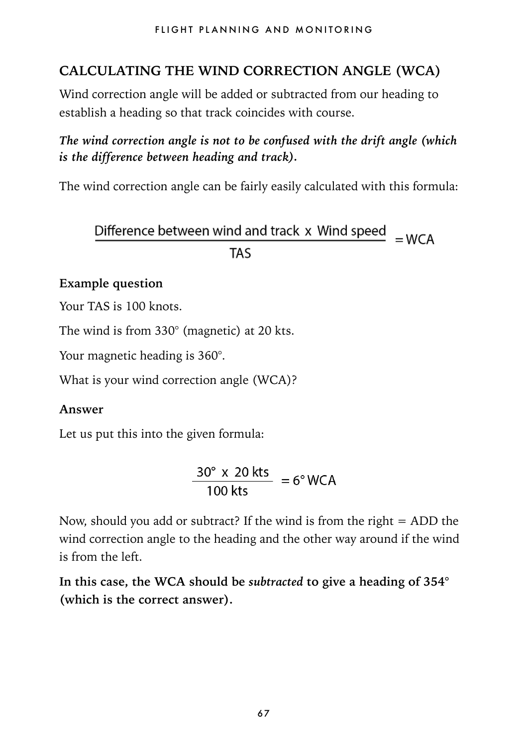## CALCULATING THE WIND CORRECTION ANGLE (WCA)

Wind correction angle will be added or subtracted from our heading to establish a heading so that track coincides with course.

***The wind correction angle is not to be confused with the drift angle (which is the difference between heading and track).***

The wind correction angle can be fairly easily calculated with this formula:

$$\frac{\text{Difference between wind and track} \times \text{Wind speed}}{\text{TAS}} = \text{WCA}$$

**Example question**

Your TAS is 100 knots.

The wind is from 330° (magnetic) at 20 kts.

Your magnetic heading is 360°.

What is your wind correction angle (WCA)?

**Answer**

Let us put this into the given formula:

$$\frac{30° \times 20 \text{ kts}}{100 \text{ kts}} = 6° \text{ WCA}$$

Now, should you add or subtract? If the wind is from the right = ADD the wind correction angle to the heading and the other way around if the wind is from the left.

**In this case, the WCA should be *subtracted* to give a heading of 354° (which is the correct answer).**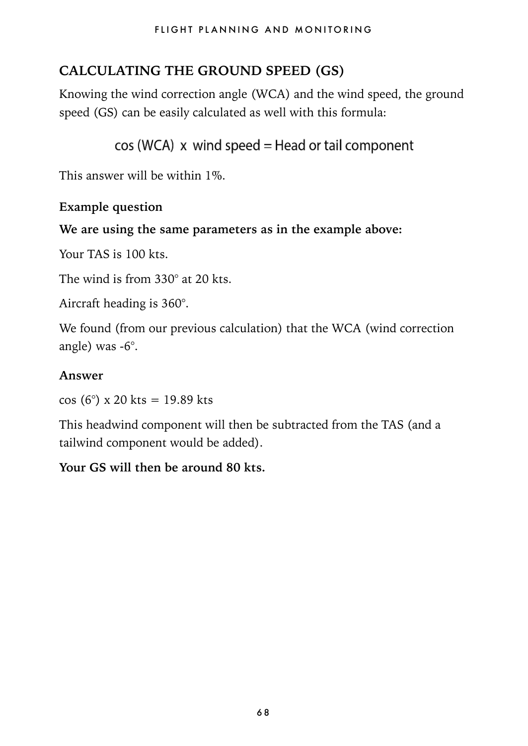## CALCULATING THE GROUND SPEED (GS)

Knowing the wind correction angle (WCA) and the wind speed, the ground speed (GS) can be easily calculated as well with this formula:

$$\cos(\text{WCA}) \times \text{wind speed} = \text{Head or tail component}$$

This answer will be within 1%.

**Example question**

**We are using the same parameters as in the example above:**

Your TAS is 100 kts.

The wind is from 330° at 20 kts.

Aircraft heading is 360°.

We found (from our previous calculation) that the WCA (wind correction angle) was -6°.

**Answer**

$\cos(6°) \times 20 \text{ kts} = 19.89 \text{ kts}$

This headwind component will then be subtracted from the TAS (and a tailwind component would be added).

**Your GS will then be around 80 kts.**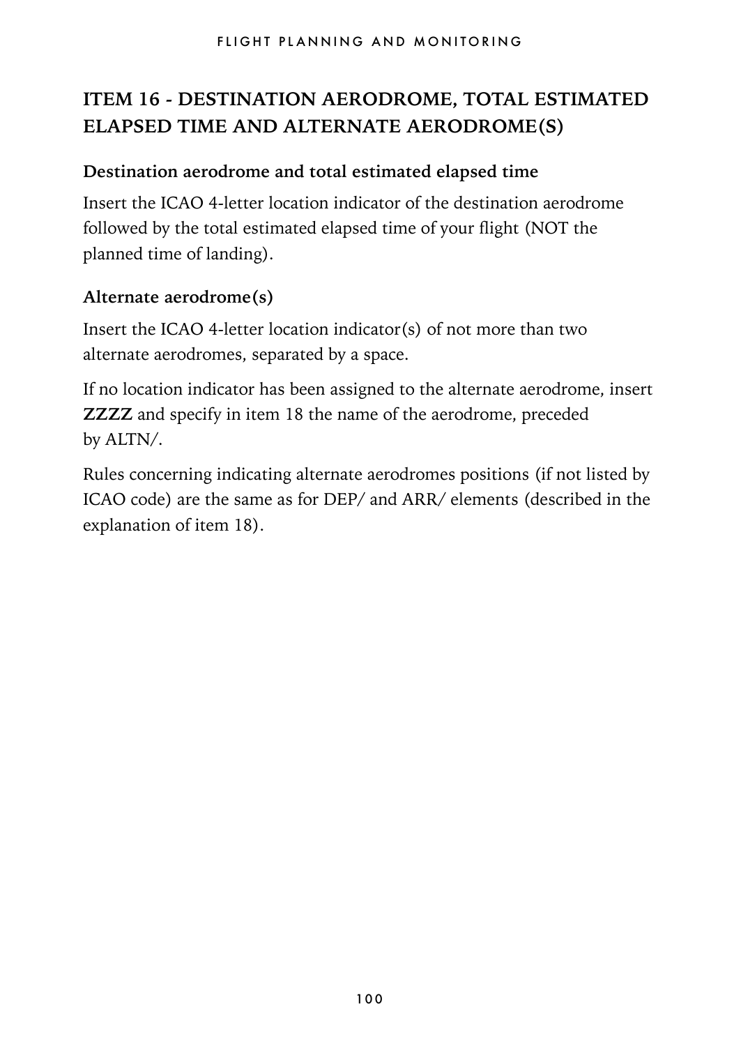## ITEM 16 - DESTINATION AERODROME, TOTAL ESTIMATED ELAPSED TIME AND ALTERNATE AERODROME(S)

### Destination aerodrome and total estimated elapsed time

Insert the ICAO 4-letter location indicator of the destination aerodrome followed by the total estimated elapsed time of your flight (NOT the planned time of landing).

### Alternate aerodrome(s)

Insert the ICAO 4-letter location indicator(s) of not more than two alternate aerodromes, separated by a space.

If no location indicator has been assigned to the alternate aerodrome, insert **ZZZZ** and specify in item 18 the name of the aerodrome, preceded by ALTN/.

Rules concerning indicating alternate aerodromes positions (if not listed by ICAO code) are the same as for DEP/ and ARR/ elements (described in the explanation of item 18).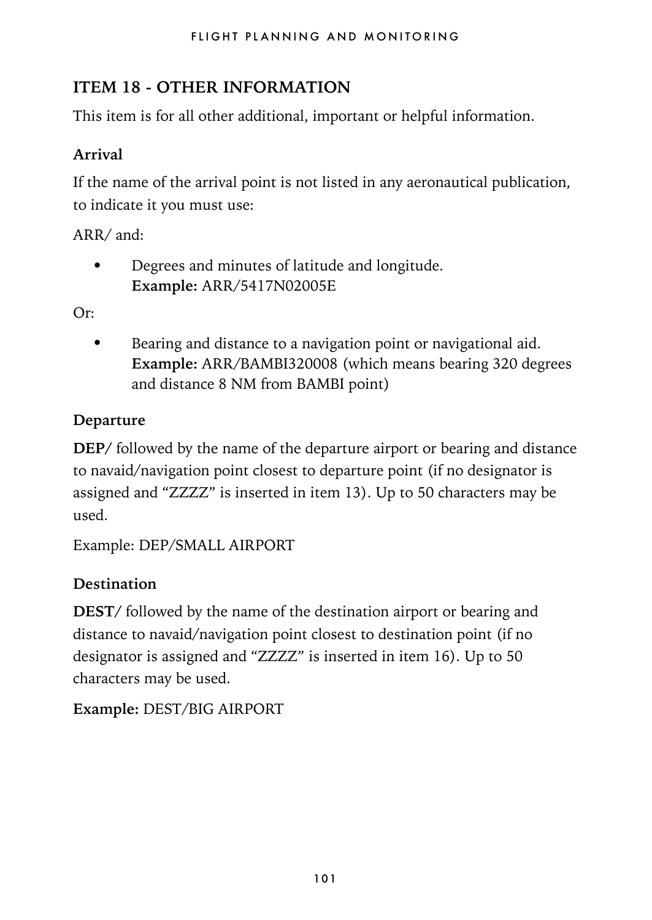## ITEM 18 - OTHER INFORMATION

This item is for all other additional, important or helpful information.

### Arrival

If the name of the arrival point is not listed in any aeronautical publication, to indicate it you must use:

ARR/ and:

- Degrees and minutes of latitude and longitude.
  **Example:** ARR/5417N02005E

Or:

- Bearing and distance to a navigation point or navigational aid.
  **Example:** ARR/BAMBI320008 (which means bearing 320 degrees and distance 8 NM from BAMBI point)

### Departure

**DEP/** followed by the name of the departure airport or bearing and distance to navaid/navigation point closest to departure point (if no designator is assigned and "ZZZZ" is inserted in item 13). Up to 50 characters may be used.

Example: DEP/SMALL AIRPORT

### Destination

**DEST/** followed by the name of the destination airport or bearing and distance to navaid/navigation point closest to destination point (if no designator is assigned and "ZZZZ" is inserted in item 16). Up to 50 characters may be used.

**Example:** DEST/BIG AIRPORT